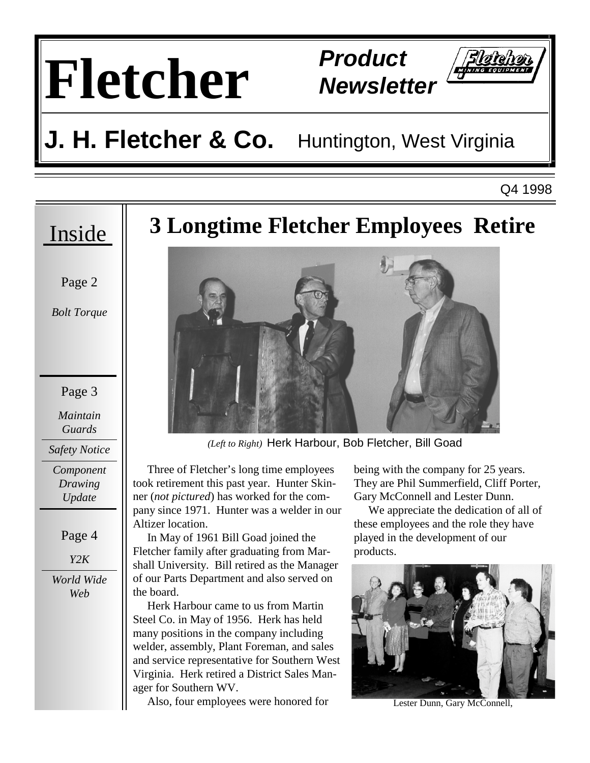# Fletcher

**Product Newsletter**

## J. H. Fletcher & Co. Huntington, West Virginia

Q4 1998

**Inside**

Page 2

*Bolt Torque*

Page 3

*Maintain Guards*

*Safety Notice*

*Component Drawing Update*

Page 4

*Y2K*

*World Wide Web*

# 3 Longtime Fletcher Employees Retire

*(Left to Right)* Herk Harbour, Bob Fletcher, Bill Goad

Three of Fletcher's long time employees took retirement this past year. Hunter Skinner (*not pictured*) has worked for the company since 1971. Hunter was a welder in our Altizer location.

In May of 1961 Bill Goad joined the Fletcher family after graduating from Marshall University. Bill retired as the Manager of our Parts Department and also served on the board.

Herk Harbour came to us from Martin Steel Co. in May of 1956. Herk has held many positions in the company including welder, assembly, Plant Foreman, and sales and service representative for Southern West Virginia. Herk retired a District Sales Manager for Southern WV.

Also, four employees were honored for being with the company for 25 years. They are Phil Summerfield, Cliff Porter, Gary McConnell and Lester Dunn.

We appreciate the dedication of all of these employees and the role they have played in the development of our products.

Lester Dunn, Gary McConnell,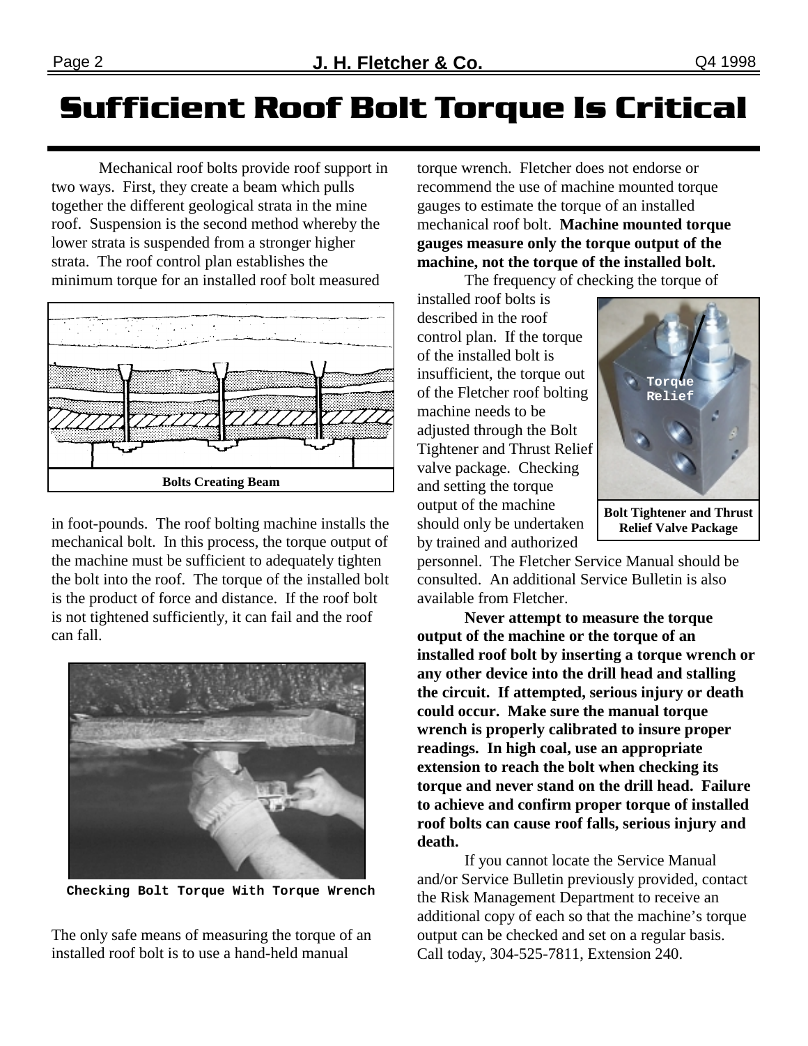# Sufficient Roof Bolt Torque Is Critical

Mechanical roof bolts provide roof support in two ways. First, they create a beam which pulls together the different geological strata in the mine roof. Suspension is the second method whereby the lower strata is suspended from a stronger higher strata. The roof control plan establishes the minimum torque for an installed roof bolt measured in foot-pounds. The roof bolting machine installs the mechanical bolt. In this process, the torque output of the machine must be sufficient to adequately tighten the bolt into the roof. The torque of the installed bolt is the product of force and distance. If the roof bolt is not tightened sufficiently, it can fail and the roof can fall.

**Bolts Creating Beam**

**Checking Bolt Torque With Torque Wrench**

The only safe means of measuring the torque of an installed roof bolt is to use a hand-held manual torque wrench. Fletcher does not endorse or recommend the use of machine mounted torque gauges to estimate the torque of an installed mechanical roof bolt. **Machine mounted torque gauges measure only the torque output of the machine, not the torque of the installed bolt.**

The frequency of checking the torque of installed roof bolts is described in the roof control plan. If the torque of the installed bolt is insufficient, the torque out of the Fletcher roof bolting machine needs to be adjusted through the Bolt Tightener and Thrust Relief valve package. Checking and setting the torque output of the machine should only be undertaken by trained and authorized personnel. The Fletcher Service Manual should be consulted. An additional Service Bulletin is also available from Fletcher.

Torque Relief

**Bolt Tightener and Thrust Relief Valve Package**

**Never attempt to measure the torque output of the machine or the torque of an installed roof bolt by inserting a torque wrench or any other device into the drill head and stalling the circuit. If attempted, serious injury or death could occur. Make sure the manual torque wrench is properly calibrated to insure proper readings. In high coal, use an appropriate extension to reach the bolt when checking its torque and never stand on the drill head. Failure to achieve and confirm proper torque of installed roof bolts can cause roof falls, serious injury and death.**

If you cannot locate the Service Manual and/or Service Bulletin previously provided, contact the Risk Management Department to receive an additional copy of each so that the machine's torque output can be checked and set on a regular basis. Call today, 304-525-7811, Extension 240.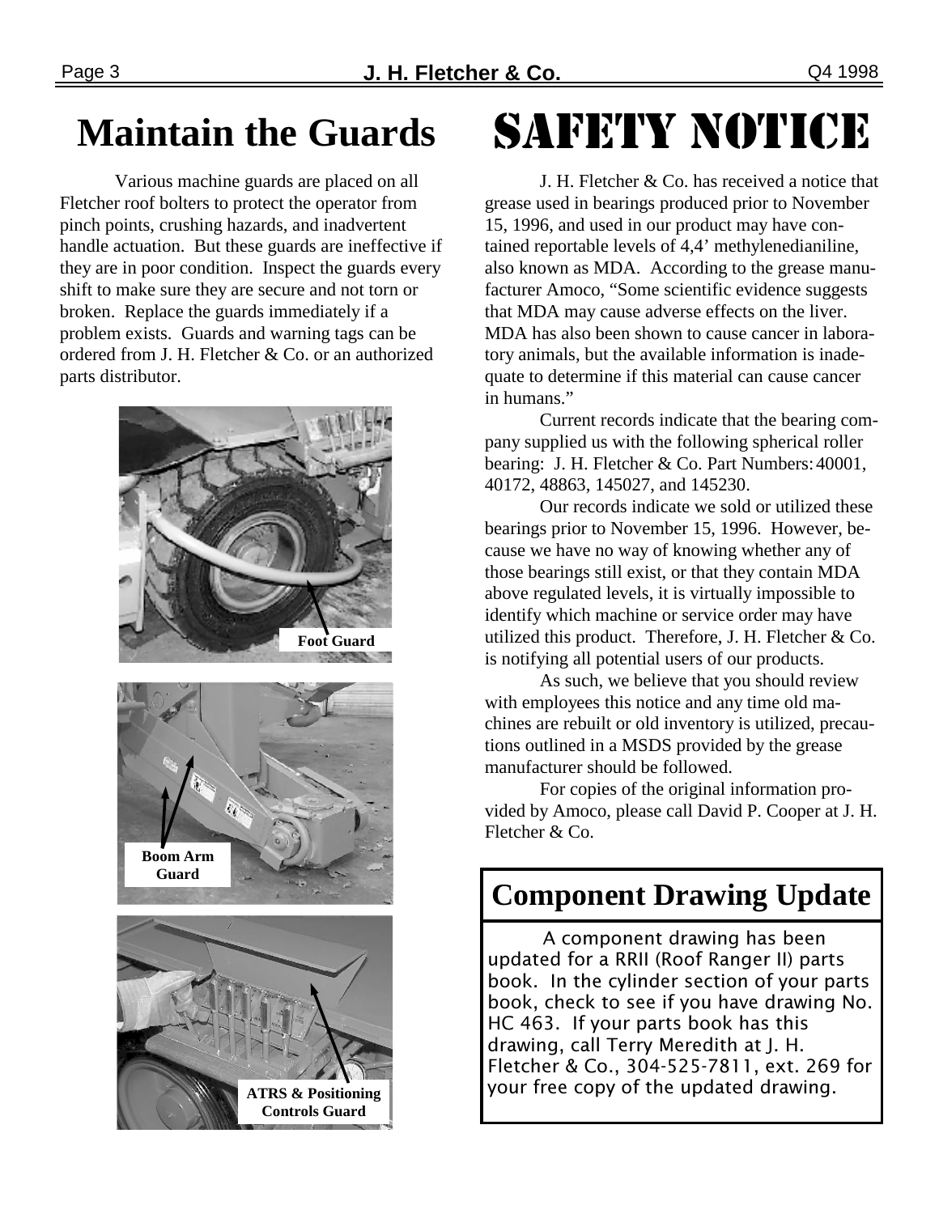## Maintain the Guards

Various machine guards are placed on all Fletcher roof bolters to protect the operator from pinch points, crushing hazards, and inadvertent handle actuation. But these guards are ineffective if they are in poor condition. Inspect the guards every shift to make sure they are secure and not torn or broken. Replace the guards immediately if a problem exists. Guards and warning tags can be ordered from J. H. Fletcher & Co. or an authorized parts distributor.

Foot Guard

Boom Arm Guard

ATRS & Positioning Controls Guard

## SAFETY NOTICE

J. H. Fletcher & Co. has received a notice that grease used in bearings produced prior to November 15, 1996, and used in our product may have contained reportable levels of 4,4' methylenedianiline, also known as MDA. According to the grease manufacturer Amoco, "Some scientific evidence suggests that MDA may cause adverse effects on the liver. MDA has also been shown to cause cancer in laboratory animals, but the available information is inadequate to determine if this material can cause cancer in humans."

Current records indicate that the bearing company supplied us with the following spherical roller bearing: J. H. Fletcher & Co. Part Numbers: 40001, 40172, 48863, 145027, and 145230.

Our records indicate we sold or utilized these bearings prior to November 15, 1996. However, because we have no way of knowing whether any of those bearings still exist, or that they contain MDA above regulated levels, it is virtually impossible to identify which machine or service order may have utilized this product. Therefore, J. H. Fletcher & Co. is notifying all potential users of our products.

As such, we believe that you should review with employees this notice and any time old machines are rebuilt or old inventory is utilized, precautions outlined in a MSDS provided by the grease manufacturer should be followed.

For copies of the original information provided by Amoco, please call David P. Cooper at J. H. Fletcher & Co.

## Component Drawing Update

A component drawing has been updated for a RRII (Roof Ranger II) parts book. In the cylinder section of your parts book, check to see if you have drawing No. HC 463. If your parts book has this drawing, call Terry Meredith at J. H. Fletcher & Co., 304-525-7811, ext. 269 for your free copy of the updated drawing.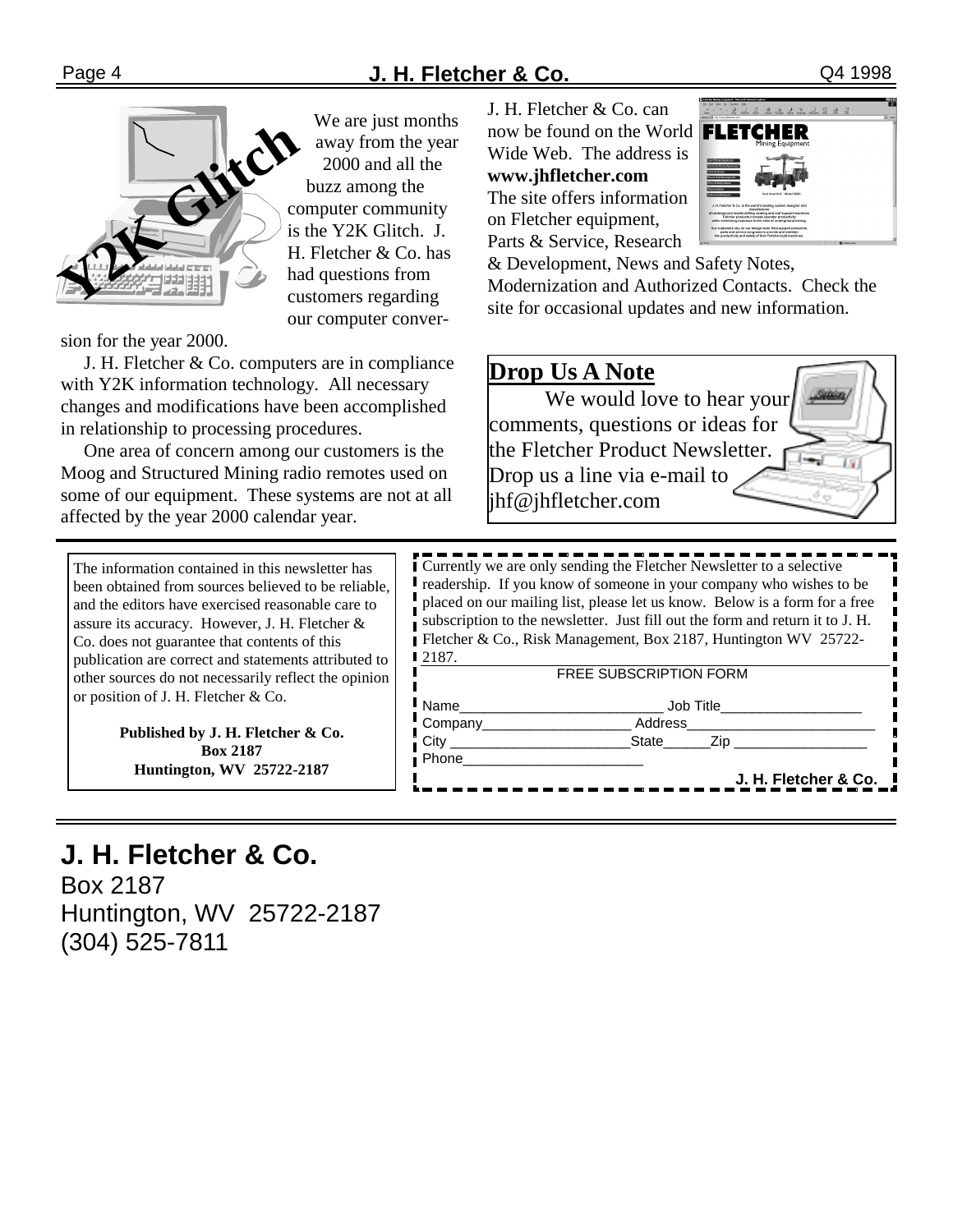## Y2K Glitch

We are just months away from the year 2000 and all the buzz among the computer community is the Y2K Glitch. J. H. Fletcher & Co. has had questions from customers regarding our computer conversion for the year 2000.

J. H. Fletcher & Co. computers are in compliance with Y2K information technology. All necessary changes and modifications have been accomplished in relationship to processing procedures.

One area of concern among our customers is the Moog and Structured Mining radio remotes used on some of our equipment. These systems are not at all affected by the year 2000 calendar year.

J. H. Fletcher & Co. can now be found on the World Wide Web. The address is **www.jhfletcher.com** The site offers information on Fletcher equipment, Parts & Service, Research & Development, News and Safety Notes, Modernization and Authorized Contacts. Check the site for occasional updates and new information.

## Drop Us A Note

We would love to hear your comments, questions or ideas for the Fletcher Product Newsletter. Drop us a line via e-mail to jhf@jhfletcher.com

---

The information contained in this newsletter has been obtained from sources believed to be reliable, and the editors have exercised reasonable care to assure its accuracy. However, J. H. Fletcher & Co. does not guarantee that contents of this publication are correct and statements attributed to other sources do not necessarily reflect the opinion or position of J. H. Fletcher & Co.

**Published by J. H. Fletcher & Co.**
**Box 2187**
**Huntington, WV 25722-2187**

Currently we are only sending the Fletcher Newsletter to a selective readership. If you know of someone in your company who wishes to be placed on our mailing list, please let us know. Below is a form for a free subscription to the newsletter. Just fill out the form and return it to J. H. Fletcher & Co., Risk Management, Box 2187, Huntington WV 25722-2187.

FREE SUBSCRIPTION FORM

Name___________________________ Job Title___________________
Company____________________ Address__________________________
City ________________________State______Zip __________________
Phone________________________

**J. H. Fletcher & Co.**

---

**J. H. Fletcher & Co.**
Box 2187
Huntington, WV 25722-2187
(304) 525-7811